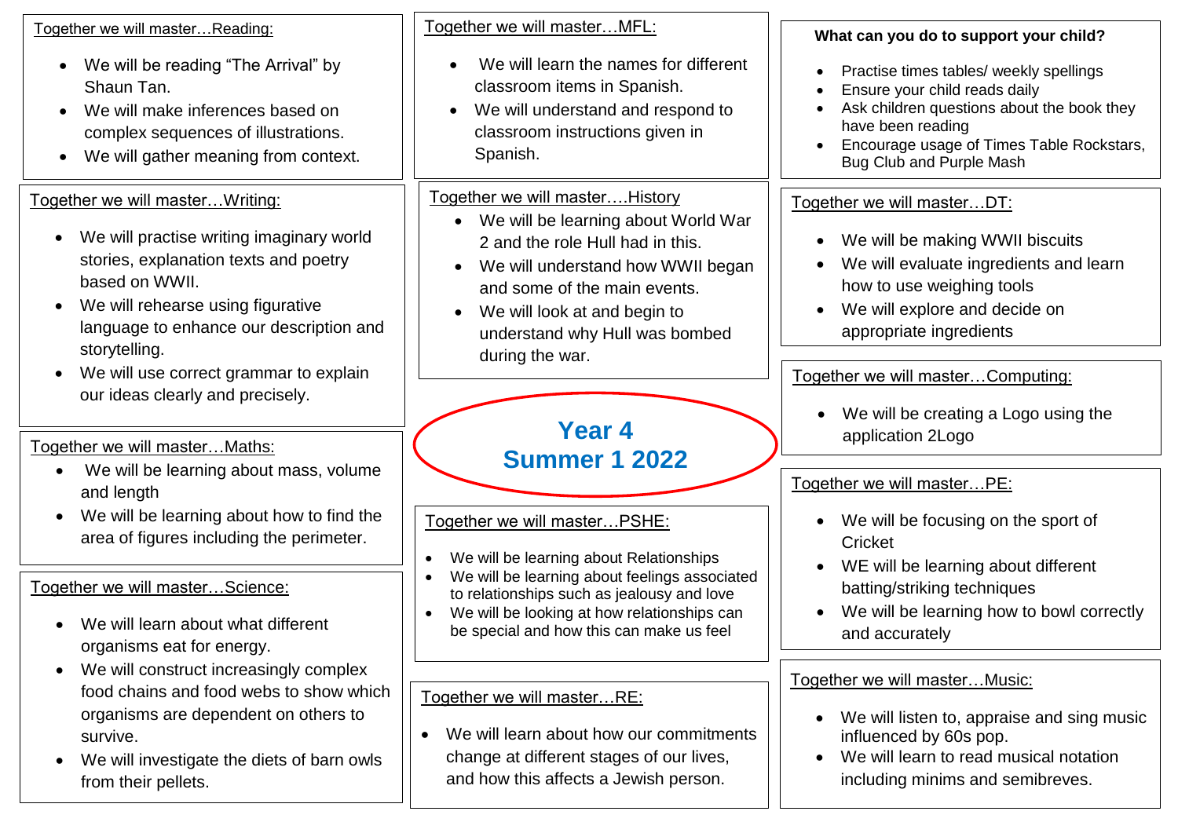# Year 4 Summer 1 2022

## Together we will master…Reading:

- We will be reading "The Arrival" by Shaun Tan.
- We will make inferences based on complex sequences of illustrations.
- We will gather meaning from context.

## Together we will master…Writing:

- We will practise writing imaginary world stories, explanation texts and poetry based on WWII.
- We will rehearse using figurative language to enhance our description and storytelling.
- We will use correct grammar to explain our ideas clearly and precisely.

## Together we will master…Maths:

- We will be learning about mass, volume and length
- We will be learning about how to find the area of figures including the perimeter.

## Together we will master…Science:

- We will learn about what different organisms eat for energy.
- We will construct increasingly complex food chains and food webs to show which organisms are dependent on others to survive.
- We will investigate the diets of barn owls from their pellets.

## Together we will master…MFL:

- We will learn the names for different classroom items in Spanish.
- We will understand and respond to classroom instructions given in Spanish.

## Together we will master….History

- We will be learning about World War 2 and the role Hull had in this.
- We will understand how WWII began and some of the main events.
- We will look at and begin to understand why Hull was bombed during the war.

## Together we will master…PSHE:

- We will be learning about Relationships
- We will be learning about feelings associated to relationships such as jealousy and love
- We will be looking at how relationships can be special and how this can make us feel

## Together we will master…RE:

- We will learn about how our commitments change at different stages of our lives, and how this affects a Jewish person.

## What can you do to support your child?

- Practise times tables/ weekly spellings
- Ensure your child reads daily
- Ask children questions about the book they have been reading
- Encourage usage of Times Table Rockstars, Bug Club and Purple Mash

## Together we will master…DT:

- We will be making WWII biscuits
- We will evaluate ingredients and learn how to use weighing tools
- We will explore and decide on appropriate ingredients

## Together we will master…Computing:

- We will be creating a Logo using the application 2Logo

## Together we will master…PE:

- We will be focusing on the sport of Cricket
- WE will be learning about different batting/striking techniques
- We will be learning how to bowl correctly and accurately

## Together we will master…Music:

- We will listen to, appraise and sing music influenced by 60s pop.
- We will learn to read musical notation including minims and semibreves.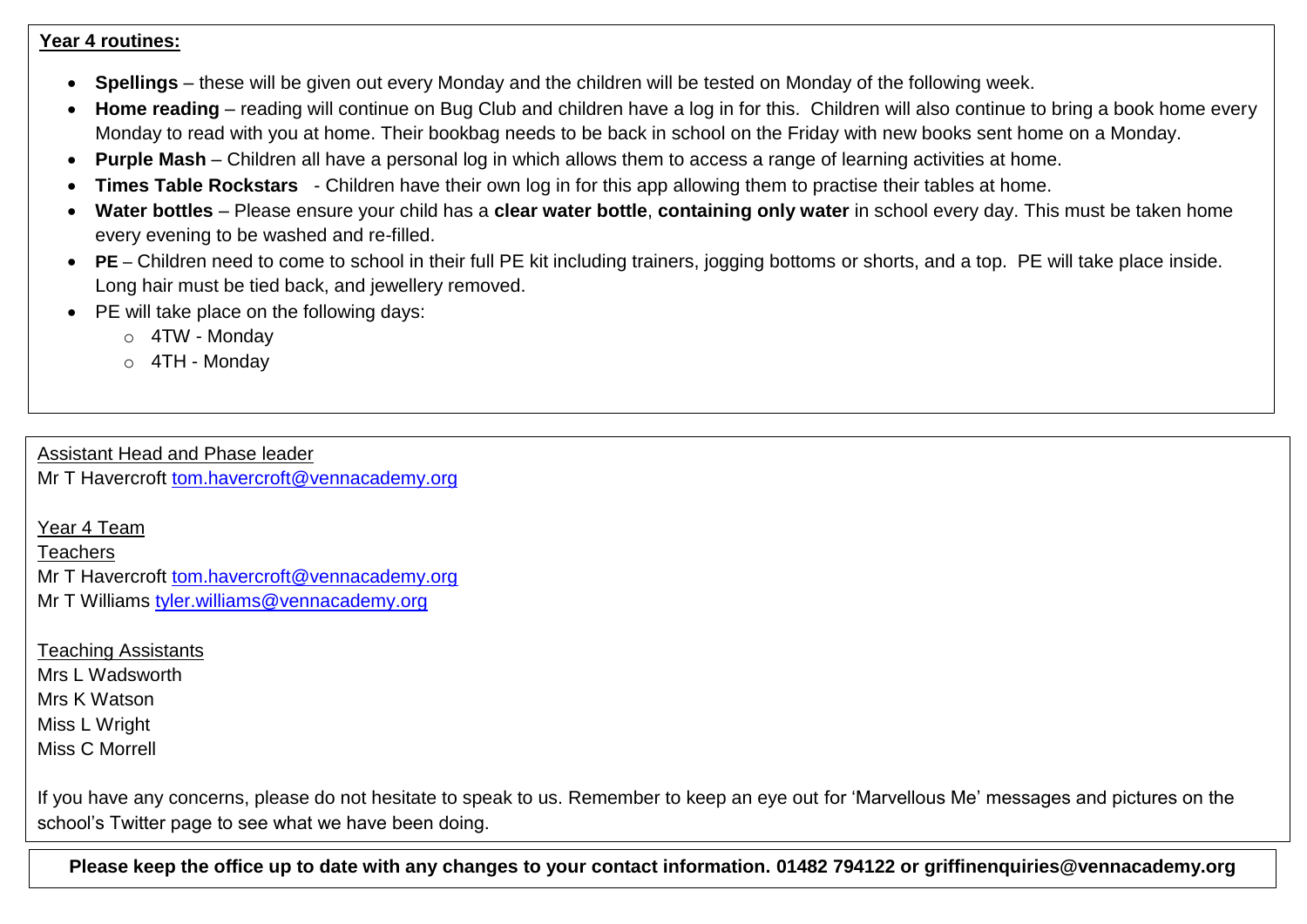**Year 4 routines:**

- **Spellings** – these will be given out every Monday and the children will be tested on Monday of the following week.
- **Home reading** – reading will continue on Bug Club and children have a log in for this. Children will also continue to bring a book home every Monday to read with you at home. Their bookbag needs to be back in school on the Friday with new books sent home on a Monday.
- **Purple Mash** – Children all have a personal log in which allows them to access a range of learning activities at home.
- **Times Table Rockstars** - Children have their own log in for this app allowing them to practise their tables at home.
- **Water bottles** – Please ensure your child has a **clear water bottle**, **containing only water** in school every day. This must be taken home every evening to be washed and re-filled.
- **PE** – Children need to come to school in their full PE kit including trainers, jogging bottoms or shorts, and a top. PE will take place inside. Long hair must be tied back, and jewellery removed.
- PE will take place on the following days:
  - 4TW - Monday
  - 4TH - Monday

Assistant Head and Phase leader
Mr T Havercroft tom.havercroft@vennacademy.org

Year 4 Team
Teachers
Mr T Havercroft tom.havercroft@vennacademy.org
Mr T Williams tyler.williams@vennacademy.org

Teaching Assistants
Mrs L Wadsworth
Mrs K Watson
Miss L Wright
Miss C Morrell

If you have any concerns, please do not hesitate to speak to us. Remember to keep an eye out for 'Marvellous Me' messages and pictures on the school's Twitter page to see what we have been doing.

**Please keep the office up to date with any changes to your contact information. 01482 794122 or griffinenquiries@vennacademy.org**